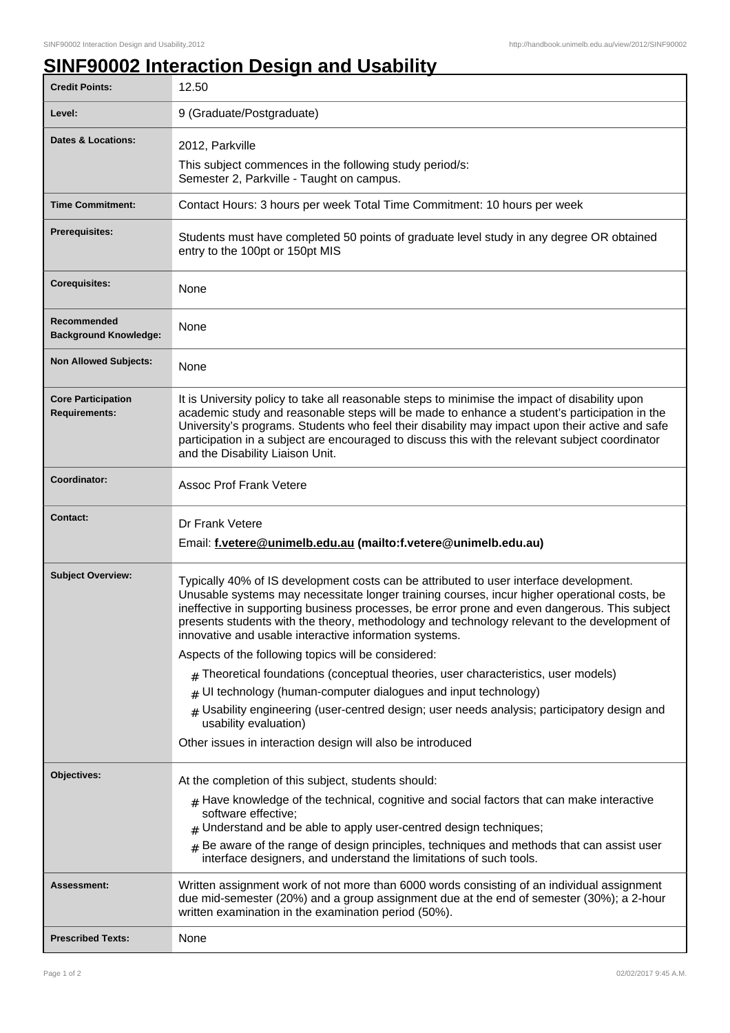# SINF90002 Interaction Design and Usability

| | |
|---|---|
| **Credit Points:** | 12.50 |
| **Level:** | 9 (Graduate/Postgraduate) |
| **Dates & Locations:** | 2012, Parkville<br><br>This subject commences in the following study period/s:<br>Semester 2, Parkville - Taught on campus. |
| **Time Commitment:** | Contact Hours: 3 hours per week Total Time Commitment: 10 hours per week |
| **Prerequisites:** | Students must have completed 50 points of graduate level study in any degree OR obtained entry to the 100pt or 150pt MIS |
| **Corequisites:** | None |
| **Recommended Background Knowledge:** | None |
| **Non Allowed Subjects:** | None |
| **Core Participation Requirements:** | It is University policy to take all reasonable steps to minimise the impact of disability upon academic study and reasonable steps will be made to enhance a student's participation in the University's programs. Students who feel their disability may impact upon their active and safe participation in a subject are encouraged to discuss this with the relevant subject coordinator and the Disability Liaison Unit. |
| **Coordinator:** | Assoc Prof Frank Vetere |
| **Contact:** | Dr Frank Vetere<br><br>Email: **f.vetere@unimelb.edu.au (mailto:f.vetere@unimelb.edu.au)** |
| **Subject Overview:** | Typically 40% of IS development costs can be attributed to user interface development. Unusable systems may necessitate longer training courses, incur higher operational costs, be ineffective in supporting business processes, be error prone and even dangerous. This subject presents students with the theory, methodology and technology relevant to the development of innovative and usable interactive information systems.<br><br>Aspects of the following topics will be considered:<br><br># Theoretical foundations (conceptual theories, user characteristics, user models)<br># UI technology (human-computer dialogues and input technology)<br># Usability engineering (user-centred design; user needs analysis; participatory design and usability evaluation)<br><br>Other issues in interaction design will also be introduced |
| **Objectives:** | At the completion of this subject, students should:<br><br># Have knowledge of the technical, cognitive and social factors that can make interactive software effective;<br># Understand and be able to apply user-centred design techniques;<br># Be aware of the range of design principles, techniques and methods that can assist user interface designers, and understand the limitations of such tools. |
| **Assessment:** | Written assignment work of not more than 6000 words consisting of an individual assignment due mid-semester (20%) and a group assignment due at the end of semester (30%); a 2-hour written examination in the examination period (50%). |
| **Prescribed Texts:** | None |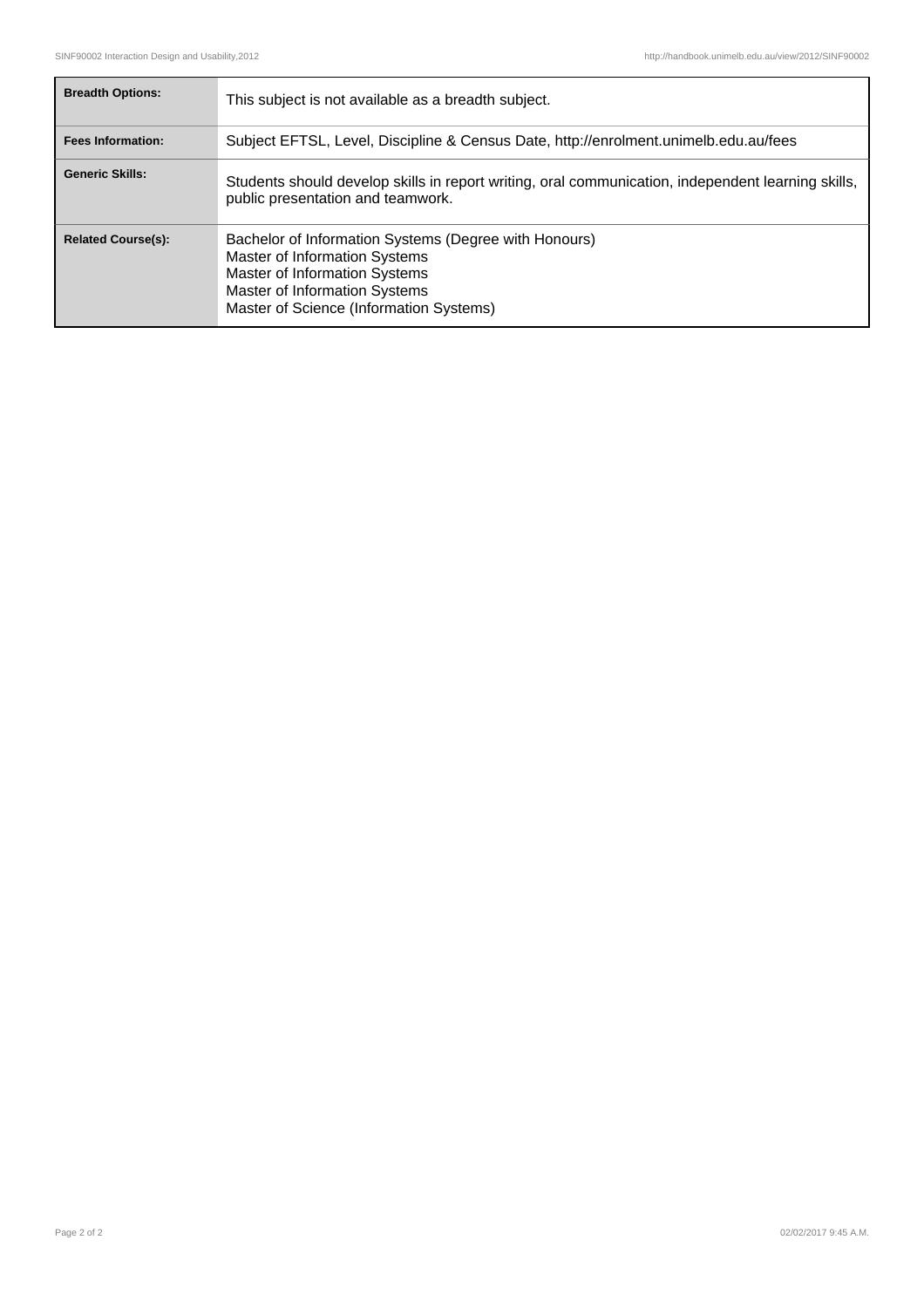| | |
|---|---|
| **Breadth Options:** | This subject is not available as a breadth subject. |
| **Fees Information:** | Subject EFTSL, Level, Discipline & Census Date, http://enrolment.unimelb.edu.au/fees |
| **Generic Skills:** | Students should develop skills in report writing, oral communication, independent learning skills, public presentation and teamwork. |
| **Related Course(s):** | Bachelor of Information Systems (Degree with Honours)<br>Master of Information Systems<br>Master of Information Systems<br>Master of Information Systems<br>Master of Science (Information Systems) |